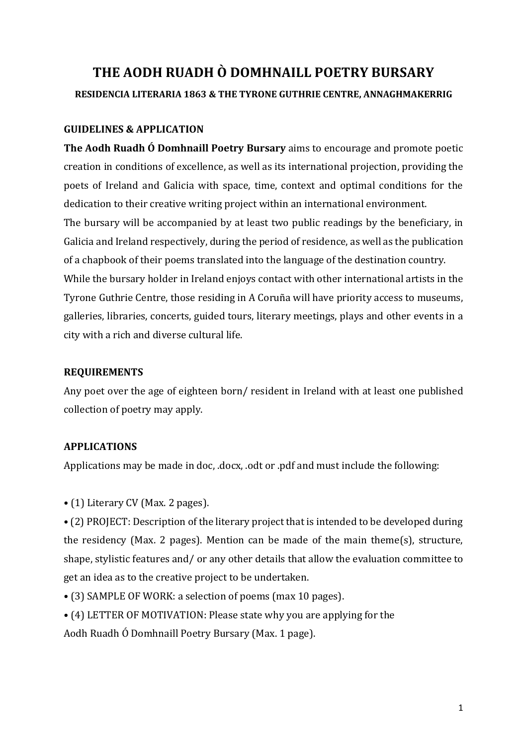# THE AODH RUADH Ò DOMHNAILL POETRY BURSARY

### RESIDENCIA LITERARIA 1863 & THE TYRONE GUTHRIE CENTRE, ANNAGHMAKERRIG

## GUIDELINES & APPLICATION

**The Aodh Ruadh Ó Domhnaill Poetry Bursary** aims to encourage and promote poetic creation in conditions of excellence, as well as its international projection, providing the poets of Ireland and Galicia with space, time, context and optimal conditions for the dedication to their creative writing project within an international environment.

The bursary will be accompanied by at least two public readings by the beneficiary, in Galicia and Ireland respectively, during the period of residence, as well as the publication of a chapbook of their poems translated into the language of the destination country.

While the bursary holder in Ireland enjoys contact with other international artists in the Tyrone Guthrie Centre, those residing in A Coruña will have priority access to museums, galleries, libraries, concerts, guided tours, literary meetings, plays and other events in a city with a rich and diverse cultural life.

## REQUIREMENTS

Any poet over the age of eighteen born/ resident in Ireland with at least one published collection of poetry may apply.

## APPLICATIONS

Applications may be made in doc, .docx, .odt or .pdf and must include the following:

• (1) Literary CV (Max. 2 pages).

• (2) PROJECT: Description of the literary project that is intended to be developed during the residency (Max. 2 pages). Mention can be made of the main theme(s), structure, shape, stylistic features and/ or any other details that allow the evaluation committee to get an idea as to the creative project to be undertaken.

• (3) SAMPLE OF WORK: a selection of poems (max 10 pages).

• (4) LETTER OF MOTIVATION: Please state why you are applying for the Aodh Ruadh Ó Domhnaill Poetry Bursary (Max. 1 page).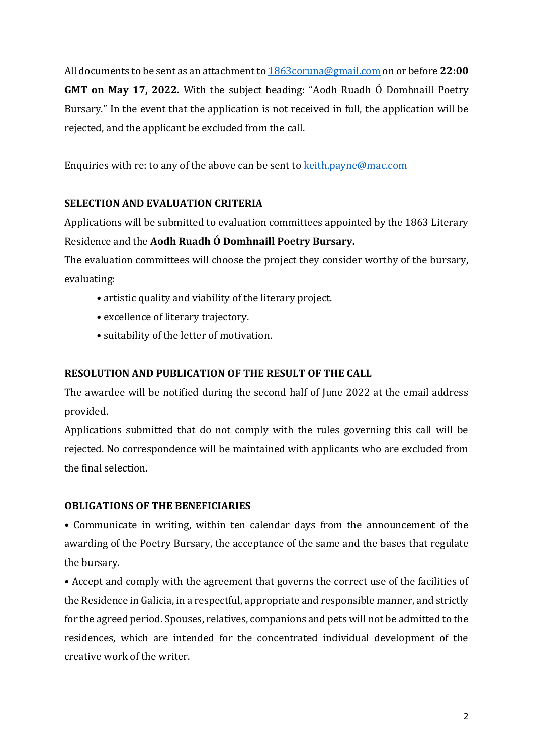All documents to be sent as an attachment to [1863coruna@gmail.com](mailto:1863coruna@gmail.com) on or before **22:00 GMT on May 17, 2022.** With the subject heading: "Aodh Ruadh Ó Domhnaill Poetry Bursary." In the event that the application is not received in full, the application will be rejected, and the applicant be excluded from the call.

Enquiries with re: to any of the above can be sent to [keith.payne@mac.com](mailto:keith.payne@mac.com)

**SELECTION AND EVALUATION CRITERIA**

Applications will be submitted to evaluation committees appointed by the 1863 Literary Residence and the **Aodh Ruadh Ó Domhnaill Poetry Bursary.**

The evaluation committees will choose the project they consider worthy of the bursary, evaluating:

- artistic quality and viability of the literary project.
- excellence of literary trajectory.
- suitability of the letter of motivation.

**RESOLUTION AND PUBLICATION OF THE RESULT OF THE CALL**

The awardee will be notified during the second half of June 2022 at the email address provided.

Applications submitted that do not comply with the rules governing this call will be rejected. No correspondence will be maintained with applicants who are excluded from the final selection.

**OBLIGATIONS OF THE BENEFICIARIES**

- Communicate in writing, within ten calendar days from the announcement of the awarding of the Poetry Bursary, the acceptance of the same and the bases that regulate the bursary.
- Accept and comply with the agreement that governs the correct use of the facilities of the Residence in Galicia, in a respectful, appropriate and responsible manner, and strictly for the agreed period. Spouses, relatives, companions and pets will not be admitted to the residences, which are intended for the concentrated individual development of the creative work of the writer.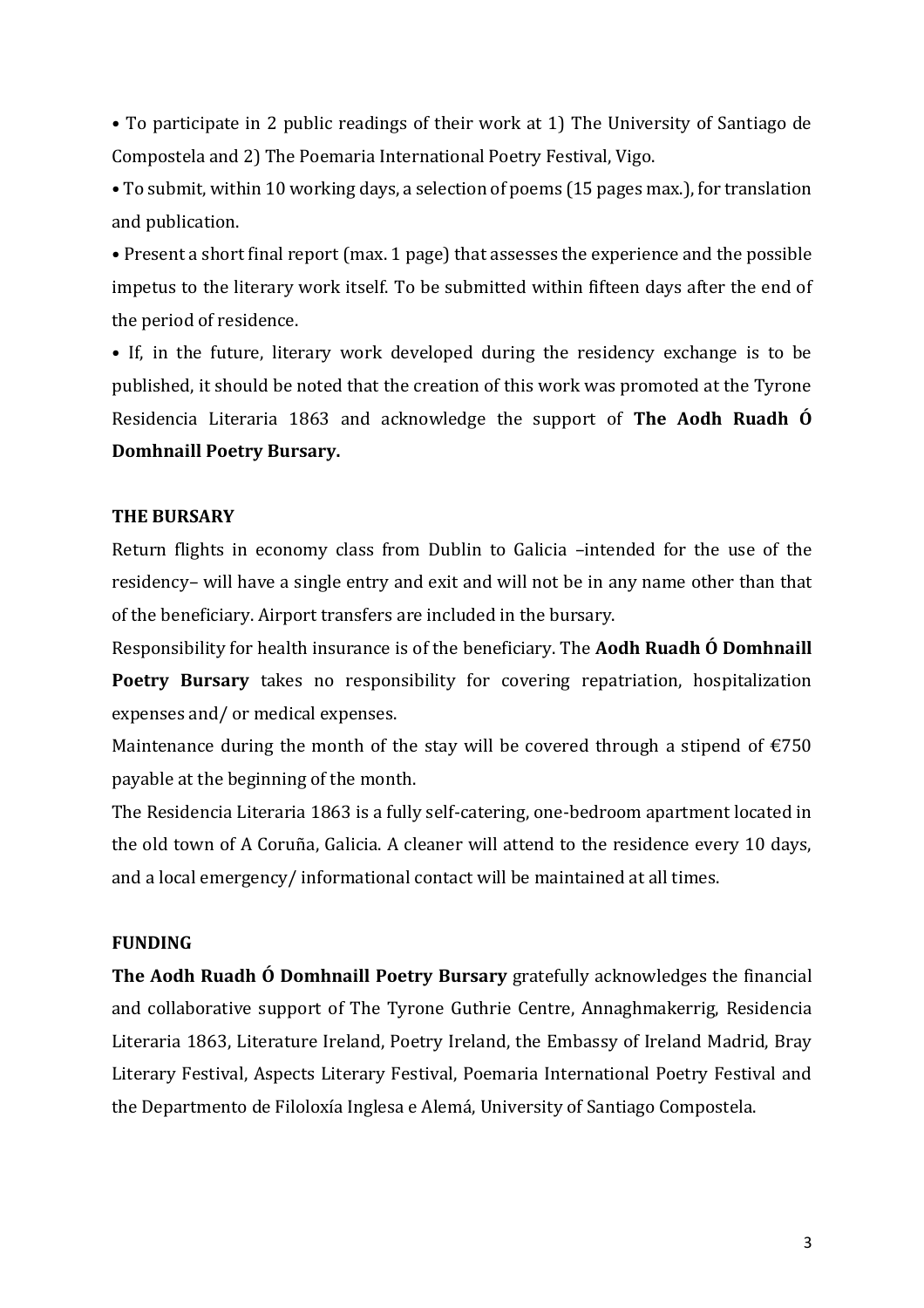- To participate in 2 public readings of their work at 1) The University of Santiago de Compostela and 2) The Poemaria International Poetry Festival, Vigo.
- To submit, within 10 working days, a selection of poems (15 pages max.), for translation and publication.
- Present a short final report (max. 1 page) that assesses the experience and the possible impetus to the literary work itself. To be submitted within fifteen days after the end of the period of residence.
- If, in the future, literary work developed during the residency exchange is to be published, it should be noted that the creation of this work was promoted at the Tyrone Residencia Literaria 1863 and acknowledge the support of **The Aodh Ruadh Ó Domhnaill Poetry Bursary.**

## THE BURSARY

Return flights in economy class from Dublin to Galicia –intended for the use of the residency– will have a single entry and exit and will not be in any name other than that of the beneficiary. Airport transfers are included in the bursary.

Responsibility for health insurance is of the beneficiary. The **Aodh Ruadh Ó Domhnaill Poetry Bursary** takes no responsibility for covering repatriation, hospitalization expenses and/ or medical expenses.

Maintenance during the month of the stay will be covered through a stipend of €750 payable at the beginning of the month.

The Residencia Literaria 1863 is a fully self-catering, one-bedroom apartment located in the old town of A Coruña, Galicia. A cleaner will attend to the residence every 10 days, and a local emergency/ informational contact will be maintained at all times.

## FUNDING

**The Aodh Ruadh Ó Domhnaill Poetry Bursary** gratefully acknowledges the financial and collaborative support of The Tyrone Guthrie Centre, Annaghmakerrig, Residencia Literaria 1863, Literature Ireland, Poetry Ireland, the Embassy of Ireland Madrid, Bray Literary Festival, Aspects Literary Festival, Poemaria International Poetry Festival and the Departmento de Filoloxía Inglesa e Alemá, University of Santiago Compostela.